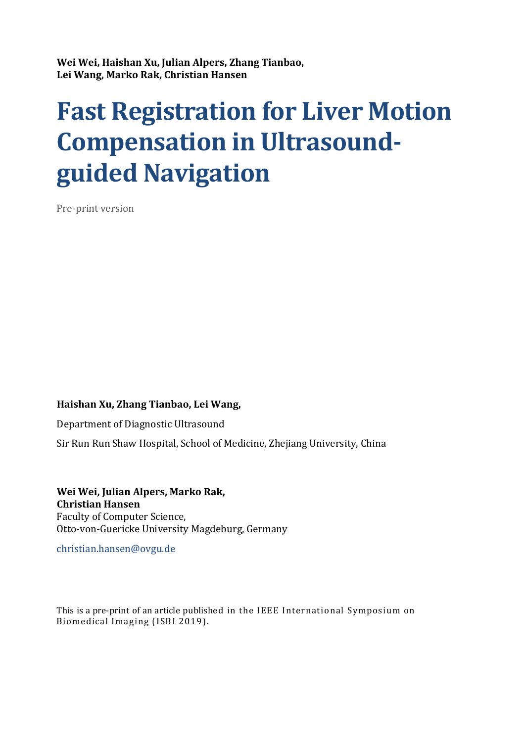**Wei Wei, Haishan Xu, Julian Alpers, Zhang Tianbao, Lei Wang, Marko Rak, Christian Hansen**

# Fast Registration for Liver Motion Compensation in Ultrasound-guided Navigation

Pre-print version

**Haishan Xu, Zhang Tianbao, Lei Wang,**

Department of Diagnostic Ultrasound

Sir Run Run Shaw Hospital, School of Medicine, Zhejiang University, China

**Wei Wei, Julian Alpers, Marko Rak, Christian Hansen**
Faculty of Computer Science,
Otto-von-Guericke University Magdeburg, Germany

christian.hansen@ovgu.de

This is a pre-print of an article published in the IEEE International Symposium on Biomedical Imaging (ISBI 2019).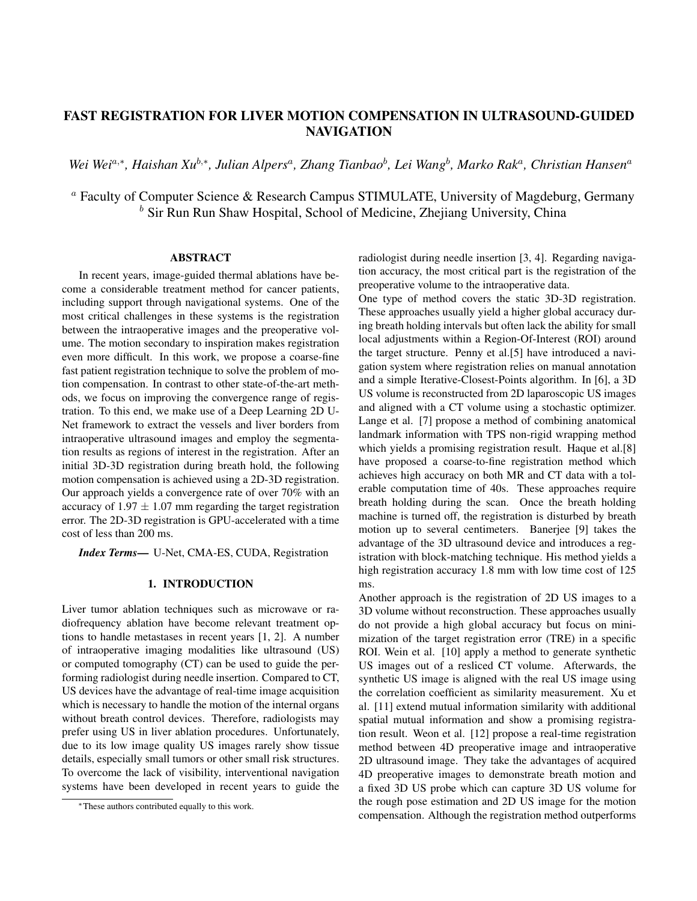# FAST REGISTRATION FOR LIVER MOTION COMPENSATION IN ULTRASOUND-GUIDED NAVIGATION

*Wei Wei[a,*], Haishan Xu[b,*], Julian Alpers[a], Zhang Tianbao[b], Lei Wang[b], Marko Rak[a], Christian Hansen[a]*

[a] Faculty of Computer Science & Research Campus STIMULATE, University of Magdeburg, Germany
[b] Sir Run Run Shaw Hospital, School of Medicine, Zhejiang University, China

## ABSTRACT

In recent years, image-guided thermal ablations have become a considerable treatment method for cancer patients, including support through navigational systems. One of the most critical challenges in these systems is the registration between the intraoperative images and the preoperative volume. The motion secondary to inspiration makes registration even more difficult. In this work, we propose a coarse-fine fast patient registration technique to solve the problem of motion compensation. In contrast to other state-of-the-art methods, we focus on improving the convergence range of registration. To this end, we make use of a Deep Learning 2D U-Net framework to extract the vessels and liver borders from intraoperative ultrasound images and employ the segmentation results as regions of interest in the registration. After an initial 3D-3D registration during breath hold, the following motion compensation is achieved using a 2D-3D registration. Our approach yields a convergence rate of over 70% with an accuracy of $1.97 \pm 1.07$ mm regarding the target registration error. The 2D-3D registration is GPU-accelerated with a time cost of less than 200 ms.

***Index Terms*—** U-Net, CMA-ES, CUDA, Registration

## 1. INTRODUCTION

Liver tumor ablation techniques such as microwave or radiofrequency ablation have become relevant treatment options to handle metastases in recent years [1, 2]. A number of intraoperative imaging modalities like ultrasound (US) or computed tomography (CT) can be used to guide the performing radiologist during needle insertion. Compared to CT, US devices have the advantage of real-time image acquisition which is necessary to handle the motion of the internal organs without breath control devices. Therefore, radiologists may prefer using US in liver ablation procedures. Unfortunately, due to its low image quality US images rarely show tissue details, especially small tumors or other small risk structures. To overcome the lack of visibility, interventional navigation systems have been developed in recent years to guide the radiologist during needle insertion [3, 4]. Regarding navigation accuracy, the most critical part is the registration of the preoperative volume to the intraoperative data.

One type of method covers the static 3D-3D registration. These approaches usually yield a higher global accuracy during breath holding intervals but often lack the ability for small local adjustments within a Region-Of-Interest (ROI) around the target structure. Penny et al.[5] have introduced a navigation system where registration relies on manual annotation and a simple Iterative-Closest-Points algorithm. In [6], a 3D US volume is reconstructed from 2D laparoscopic US images and aligned with a CT volume using a stochastic optimizer. Lange et al. [7] propose a method of combining anatomical landmark information with TPS non-rigid wrapping method which yields a promising registration result. Haque et al.[8] have proposed a coarse-to-fine registration method which achieves high accuracy on both MR and CT data with a tolerable computation time of 40s. These approaches require breath holding during the scan. Once the breath holding machine is turned off, the registration is disturbed by breath motion up to several centimeters. Banerjee [9] takes the advantage of the 3D ultrasound device and introduces a registration with block-matching technique. His method yields a high registration accuracy 1.8 mm with low time cost of 125 ms.

Another approach is the registration of 2D US images to a 3D volume without reconstruction. These approaches usually do not provide a high global accuracy but focus on minimization of the target registration error (TRE) in a specific ROI. Wein et al. [10] apply a method to generate synthetic US images out of a resliced CT volume. Afterwards, the synthetic US image is aligned with the real US image using the correlation coefficient as similarity measurement. Xu et al. [11] extend mutual information similarity with additional spatial mutual information and show a promising registration result. Weon et al. [12] propose a real-time registration method between 4D preoperative image and intraoperative 2D ultrasound image. They take the advantages of acquired 4D preoperative images to demonstrate breath motion and a fixed 3D US probe which can capture 3D US volume for the rough pose estimation and 2D US image for the motion compensation. Although the registration method outperforms

*These authors contributed equally to this work.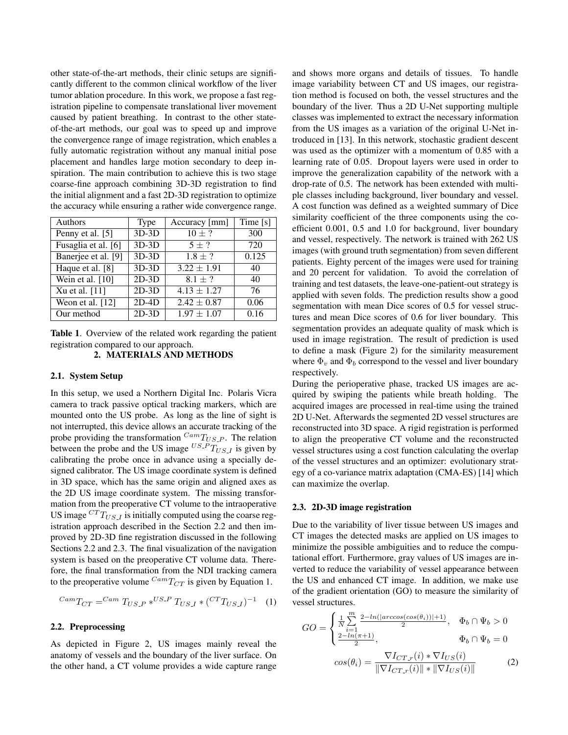other state-of-the-art methods, their clinic setups are significantly different to the common clinical workflow of the liver tumor ablation procedure. In this work, we propose a fast registration pipeline to compensate translational liver movement caused by patient breathing. In contrast to the other state-of-the-art methods, our goal was to speed up and improve the convergence range of image registration, which enables a fully automatic registration without any manual initial pose placement and handles large motion secondary to deep inspiration. The main contribution to achieve this is two stage coarse-fine approach combining 3D-3D registration to find the initial alignment and a fast 2D-3D registration to optimize the accuracy while ensuring a rather wide convergence range.

| Authors | Type | Accuracy [mm] | Time [s] |
|---|---|---|---|
| Penny et al. [5] | 3D-3D | $10 \pm ?$ | 300 |
| Fusaglia et al. [6] | 3D-3D | $5 \pm ?$ | 720 |
| Banerjee et al. [9] | 3D-3D | $1.8 \pm ?$ | 0.125 |
| Haque et al. [8] | 3D-3D | $3.22 \pm 1.91$ | 40 |
| Wein et al. [10] | 2D-3D | $8.1 \pm ?$ | 40 |
| Xu et al. [11] | 2D-3D | $4.13 \pm 1.27$ | 76 |
| Weon et al. [12] | 2D-4D | $2.42 \pm 0.87$ | 0.06 |
| Our method | 2D-3D | $1.97 \pm 1.07$ | 0.16 |

**Table 1**. Overview of the related work regarding the patient registration compared to our approach.

## 2. MATERIALS AND METHODS

### 2.1. System Setup

In this setup, we used a Northern Digital Inc. Polaris Vicra camera to track passive optical tracking markers, which are mounted onto the US probe. As long as the line of sight is not interrupted, this device allows an accurate tracking of the probe providing the transformation ${}^{Cam}T_{US\_P}$. The relation between the probe and the US image ${}^{US\_P}T_{US\_I}$ is given by calibrating the probe once in advance using a specially designed calibrator. The US image coordinate system is defined in 3D space, which has the same origin and aligned axes as the 2D US image coordinate system. The missing transformation from the preoperative CT volume to the intraoperative US image ${}^{CT}T_{US\_I}$ is initially computed using the coarse registration approach described in the Section 2.2 and then improved by 2D-3D fine registration discussed in the following Sections 2.2 and 2.3. The final visualization of the navigation system is based on the preoperative CT volume data. Therefore, the final transformation from the NDI tracking camera to the preoperative volume ${}^{Cam}T_{CT}$ is given by Equation 1.

$$ {}^{Cam}T_{CT} = {}^{Cam}T_{US\_P} * {}^{US\_P}T_{US\_I} * ({}^{CT}T_{US\_I})^{-1} \quad (1) $$

### 2.2. Preprocessing

As depicted in Figure 2, US images mainly reveal the anatomy of vessels and the boundary of the liver surface. On the other hand, a CT volume provides a wide capture range and shows more organs and details of tissues. To handle image variability between CT and US images, our registration method is focused on both, the vessel structures and the boundary of the liver. Thus a 2D U-Net supporting multiple classes was implemented to extract the necessary information from the US images as a variation of the original U-Net introduced in [13]. In this network, stochastic gradient descent was used as the optimizer with a momentum of 0.85 with a learning rate of 0.05. Dropout layers were used in order to improve the generalization capability of the network with a drop-rate of 0.5. The network has been extended with multiple classes including background, liver boundary and vessel. A cost function was defined as a weighted summary of Dice similarity coefficient of the three components using the coefficient 0.001, 0.5 and 1.0 for background, liver boundary and vessel, respectively. The network is trained with 262 US images (with ground truth segmentation) from seven different patients. Eighty percent of the images were used for training and 20 percent for validation. To avoid the correlation of training and test datasets, the leave-one-patient-out strategy is applied with seven folds. The prediction results show a good segmentation with mean Dice scores of 0.5 for vessel structures and mean Dice scores of 0.6 for liver boundary. This segmentation provides an adequate quality of mask which is used in image registration. The result of prediction is used to define a mask (Figure 2) for the similarity measurement where $\Phi_v$ and $\Phi_b$ correspond to the vessel and liver boundary respectively.

During the perioperative phase, tracked US images are acquired by swiping the patients while breath holding. The acquired images are processed in real-time using the trained 2D U-Net. Afterwards the segmented 2D vessel structures are reconstructed into 3D space. A rigid registration is performed to align the preoperative CT volume and the reconstructed vessel structures using a cost function calculating the overlap of the vessel structures and an optimizer: evolutionary strategy of a co-variance matrix adaptation (CMA-ES) [14] which can maximize the overlap.

### 2.3. 2D-3D image registration

Due to the variability of liver tissue between US images and CT images the detected masks are applied on US images to minimize the possible ambiguities and to reduce the computational effort. Furthermore, gray values of US images are inverted to reduce the variability of vessel appearance between the US and enhanced CT image. In addition, we make use of the gradient orientation (GO) to measure the similarity of vessel structures.

$$ GO = \begin{cases} \frac{1}{N}\sum_{i=1}^{m} \frac{2 - ln(|arccos(cos(\theta_i))| + 1)}{2}, & \Phi_b \cap \Psi_b > 0 \\ \frac{2 - ln(\pi + 1)}{2}, & \Phi_b \cap \Psi_b = 0 \end{cases} $$

$$ cos(\theta_i) = \frac{\nabla I_{CT\_r}(i) * \nabla I_{US}(i)}{\|\nabla I_{CT\_r}(i)\| * \|\nabla I_{US}(i)\|} \quad (2) $$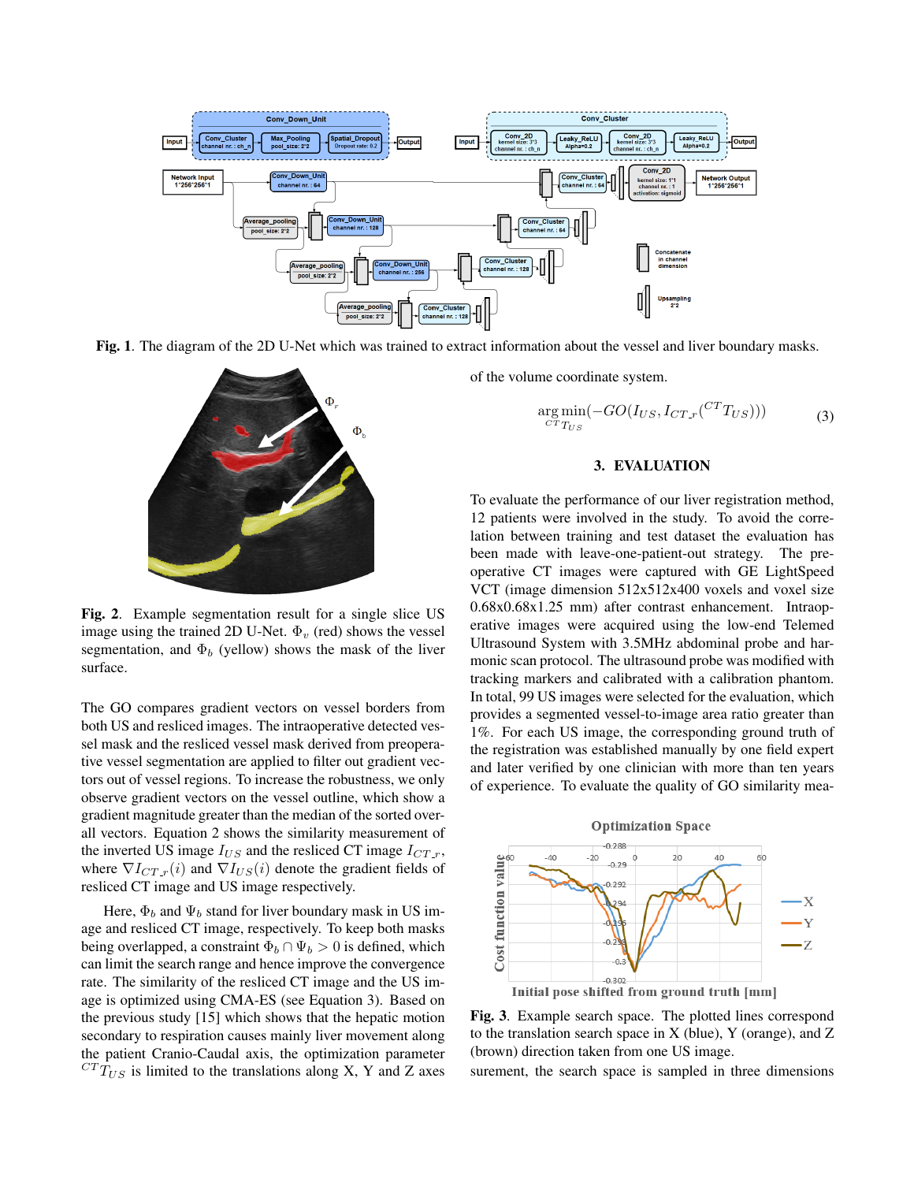Fig. 1. The diagram of the 2D U-Net which was trained to extract information about the vessel and liver boundary masks.

Fig. 2. Example segmentation result for a single slice US image using the trained 2D U-Net. $\Phi_v$ (red) shows the vessel segmentation, and $\Phi_b$ (yellow) shows the mask of the liver surface.

The GO compares gradient vectors on vessel borders from both US and resliced images. The intraoperative detected vessel mask and the resliced vessel mask derived from preoperative vessel segmentation are applied to filter out gradient vectors out of vessel regions. To increase the robustness, we only observe gradient vectors on the vessel outline, which show a gradient magnitude greater than the median of the sorted overall vectors. Equation 2 shows the similarity measurement of the inverted US image $I_{US}$ and the resliced CT image $I_{CT\_r}$, where $\nabla I_{CT\_r}(i)$ and $\nabla I_{US}(i)$ denote the gradient fields of resliced CT image and US image respectively.

Here, $\Phi_b$ and $\Psi_b$ stand for liver boundary mask in US image and resliced CT image, respectively. To keep both masks being overlapped, a constraint $\Phi_b \cap \Psi_b > 0$ is defined, which can limit the search range and hence improve the convergence rate. The similarity of the resliced CT image and the US image is optimized using CMA-ES (see Equation 3). Based on the previous study [15] which shows that the hepatic motion secondary to respiration causes mainly liver movement along the patient Cranio-Caudal axis, the optimization parameter ${}^{CT}T_{US}$ is limited to the translations along X, Y and Z axes of the volume coordinate system.

$$\underset{{}^{CT}T_{US}}{\arg\min}(-GO(I_{US}, I_{CT\_r}({}^{CT}T_{US}))) \tag{3}$$

## 3. EVALUATION

To evaluate the performance of our liver registration method, 12 patients were involved in the study. To avoid the correlation between training and test dataset the evaluation has been made with leave-one-patient-out strategy. The preoperative CT images were captured with GE LightSpeed VCT (image dimension 512x512x400 voxels and voxel size 0.68x0.68x1.25 mm) after contrast enhancement. Intraoperative images were acquired using the low-end Telemed Ultrasound System with 3.5MHz abdominal probe and harmonic scan protocol. The ultrasound probe was modified with tracking markers and calibrated with a calibration phantom. In total, 99 US images were selected for the evaluation, which provides a segmented vessel-to-image area ratio greater than 1%. For each US image, the corresponding ground truth of the registration was established manually by one field expert and later verified by one clinician with more than ten years of experience. To evaluate the quality of GO similarity measurement, the search space is sampled in three dimensions

Fig. 3. Example search space. The plotted lines correspond to the translation search space in X (blue), Y (orange), and Z (brown) direction taken from one US image.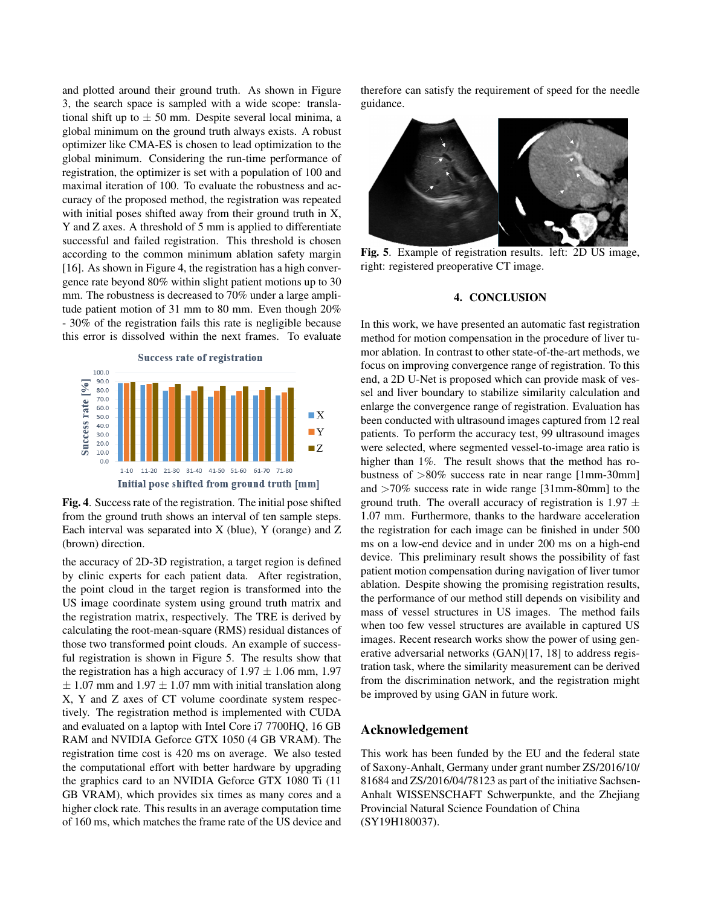and plotted around their ground truth. As shown in Figure 3, the search space is sampled with a wide scope: translational shift up to ± 50 mm. Despite several local minima, a global minimum on the ground truth always exists. A robust optimizer like CMA-ES is chosen to lead optimization to the global minimum. Considering the run-time performance of registration, the optimizer is set with a population of 100 and maximal iteration of 100. To evaluate the robustness and accuracy of the proposed method, the registration was repeated with initial poses shifted away from their ground truth in X, Y and Z axes. A threshold of 5 mm is applied to differentiate successful and failed registration. This threshold is chosen according to the common minimum ablation safety margin [16]. As shown in Figure 4, the registration has a high convergence rate beyond 80% within slight patient motions up to 30 mm. The robustness is decreased to 70% under a large amplitude patient motion of 31 mm to 80 mm. Even though 20% - 30% of the registration fails this rate is negligible because this error is dissolved within the next frames. To evaluate

**Fig. 4**. Success rate of the registration. The initial pose shifted from the ground truth shows an interval of ten sample steps. Each interval was separated into X (blue), Y (orange) and Z (brown) direction.

the accuracy of 2D-3D registration, a target region is defined by clinic experts for each patient data. After registration, the point cloud in the target region is transformed into the US image coordinate system using ground truth matrix and the registration matrix, respectively. The TRE is derived by calculating the root-mean-square (RMS) residual distances of those two transformed point clouds. An example of successful registration is shown in Figure 5. The results show that the registration has a high accuracy of 1.97 ± 1.06 mm, 1.97 ± 1.07 mm and 1.97 ± 1.07 mm with initial translation along X, Y and Z axes of CT volume coordinate system respectively. The registration method is implemented with CUDA and evaluated on a laptop with Intel Core i7 7700HQ, 16 GB RAM and NVIDIA Geforce GTX 1050 (4 GB VRAM). The registration time cost is 420 ms on average. We also tested the computational effort with better hardware by upgrading the graphics card to an NVIDIA Geforce GTX 1080 Ti (11 GB VRAM), which provides six times as many cores and a higher clock rate. This results in an average computation time of 160 ms, which matches the frame rate of the US device and therefore can satisfy the requirement of speed for the needle guidance.

**Fig. 5**. Example of registration results. left: 2D US image, right: registered preoperative CT image.

## 4. CONCLUSION

In this work, we have presented an automatic fast registration method for motion compensation in the procedure of liver tumor ablation. In contrast to other state-of-the-art methods, we focus on improving convergence range of registration. To this end, a 2D U-Net is proposed which can provide mask of vessel and liver boundary to stabilize similarity calculation and enlarge the convergence range of registration. Evaluation has been conducted with ultrasound images captured from 12 real patients. To perform the accuracy test, 99 ultrasound images were selected, where segmented vessel-to-image area ratio is higher than 1%. The result shows that the method has robustness of >80% success rate in near range [1mm-30mm] and >70% success rate in wide range [31mm-80mm] to the ground truth. The overall accuracy of registration is 1.97 ± 1.07 mm. Furthermore, thanks to the hardware acceleration the registration for each image can be finished in under 500 ms on a low-end device and in under 200 ms on a high-end device. This preliminary result shows the possibility of fast patient motion compensation during navigation of liver tumor ablation. Despite showing the promising registration results, the performance of our method still depends on visibility and mass of vessel structures in US images. The method fails when too few vessel structures are available in captured US images. Recent research works show the power of using generative adversarial networks (GAN)[17, 18] to address registration task, where the similarity measurement can be derived from the discrimination network, and the registration might be improved by using GAN in future work.

## Acknowledgement

This work has been funded by the EU and the federal state of Saxony-Anhalt, Germany under grant number ZS/2016/10/81684 and ZS/2016/04/78123 as part of the initiative Sachsen-Anhalt WISSENSCHAFT Schwerpunkte, and the Zhejiang Provincial Natural Science Foundation of China (SY19H180037).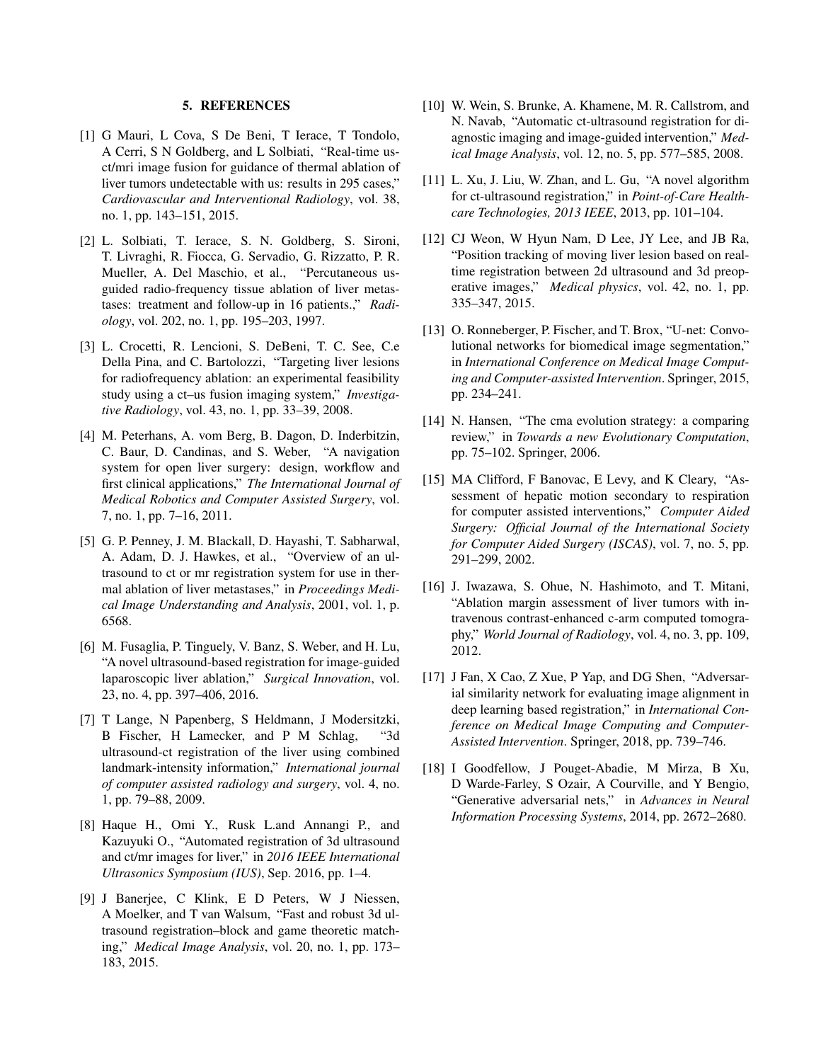## 5. REFERENCES

[1] G Mauri, L Cova, S De Beni, T Ierace, T Tondolo, A Cerri, S N Goldberg, and L Solbiati, "Real-time us-ct/mri image fusion for guidance of thermal ablation of liver tumors undetectable with us: results in 295 cases," *Cardiovascular and Interventional Radiology*, vol. 38, no. 1, pp. 143–151, 2015.

[2] L. Solbiati, T. Ierace, S. N. Goldberg, S. Sironi, T. Livraghi, R. Fiocca, G. Servadio, G. Rizzatto, P. R. Mueller, A. Del Maschio, et al., "Percutaneous us-guided radio-frequency tissue ablation of liver metastases: treatment and follow-up in 16 patients.," *Radiology*, vol. 202, no. 1, pp. 195–203, 1997.

[3] L. Crocetti, R. Lencioni, S. DeBeni, T. C. See, C.e Della Pina, and C. Bartolozzi, "Targeting liver lesions for radiofrequency ablation: an experimental feasibility study using a ct–us fusion imaging system," *Investigative Radiology*, vol. 43, no. 1, pp. 33–39, 2008.

[4] M. Peterhans, A. vom Berg, B. Dagon, D. Inderbitzin, C. Baur, D. Candinas, and S. Weber, "A navigation system for open liver surgery: design, workflow and first clinical applications," *The International Journal of Medical Robotics and Computer Assisted Surgery*, vol. 7, no. 1, pp. 7–16, 2011.

[5] G. P. Penney, J. M. Blackall, D. Hayashi, T. Sabharwal, A. Adam, D. J. Hawkes, et al., "Overview of an ultrasound to ct or mr registration system for use in thermal ablation of liver metastases," in *Proceedings Medical Image Understanding and Analysis*, 2001, vol. 1, p. 6568.

[6] M. Fusaglia, P. Tinguely, V. Banz, S. Weber, and H. Lu, "A novel ultrasound-based registration for image-guided laparoscopic liver ablation," *Surgical Innovation*, vol. 23, no. 4, pp. 397–406, 2016.

[7] T Lange, N Papenberg, S Heldmann, J Modersitzki, B Fischer, H Lamecker, and P M Schlag, "3d ultrasound-ct registration of the liver using combined landmark-intensity information," *International journal of computer assisted radiology and surgery*, vol. 4, no. 1, pp. 79–88, 2009.

[8] Haque H., Omi Y., Rusk L.and Annangi P., and Kazuyuki O., "Automated registration of 3d ultrasound and ct/mr images for liver," in *2016 IEEE International Ultrasonics Symposium (IUS)*, Sep. 2016, pp. 1–4.

[9] J Banerjee, C Klink, E D Peters, W J Niessen, A Moelker, and T van Walsum, "Fast and robust 3d ultrasound registration–block and game theoretic matching," *Medical Image Analysis*, vol. 20, no. 1, pp. 173–183, 2015.

[10] W. Wein, S. Brunke, A. Khamene, M. R. Callstrom, and N. Navab, "Automatic ct-ultrasound registration for diagnostic imaging and image-guided intervention," *Medical Image Analysis*, vol. 12, no. 5, pp. 577–585, 2008.

[11] L. Xu, J. Liu, W. Zhan, and L. Gu, "A novel algorithm for ct-ultrasound registration," in *Point-of-Care Healthcare Technologies, 2013 IEEE*, 2013, pp. 101–104.

[12] CJ Weon, W Hyun Nam, D Lee, JY Lee, and JB Ra, "Position tracking of moving liver lesion based on real-time registration between 2d ultrasound and 3d preoperative images," *Medical physics*, vol. 42, no. 1, pp. 335–347, 2015.

[13] O. Ronneberger, P. Fischer, and T. Brox, "U-net: Convolutional networks for biomedical image segmentation," in *International Conference on Medical Image Computing and Computer-assisted Intervention*. Springer, 2015, pp. 234–241.

[14] N. Hansen, "The cma evolution strategy: a comparing review," in *Towards a new Evolutionary Computation*, pp. 75–102. Springer, 2006.

[15] MA Clifford, F Banovac, E Levy, and K Cleary, "Assessment of hepatic motion secondary to respiration for computer assisted interventions," *Computer Aided Surgery: Official Journal of the International Society for Computer Aided Surgery (ISCAS)*, vol. 7, no. 5, pp. 291–299, 2002.

[16] J. Iwazawa, S. Ohue, N. Hashimoto, and T. Mitani, "Ablation margin assessment of liver tumors with intravenous contrast-enhanced c-arm computed tomography," *World Journal of Radiology*, vol. 4, no. 3, pp. 109, 2012.

[17] J Fan, X Cao, Z Xue, P Yap, and DG Shen, "Adversarial similarity network for evaluating image alignment in deep learning based registration," in *International Conference on Medical Image Computing and Computer-Assisted Intervention*. Springer, 2018, pp. 739–746.

[18] I Goodfellow, J Pouget-Abadie, M Mirza, B Xu, D Warde-Farley, S Ozair, A Courville, and Y Bengio, "Generative adversarial nets," in *Advances in Neural Information Processing Systems*, 2014, pp. 2672–2680.